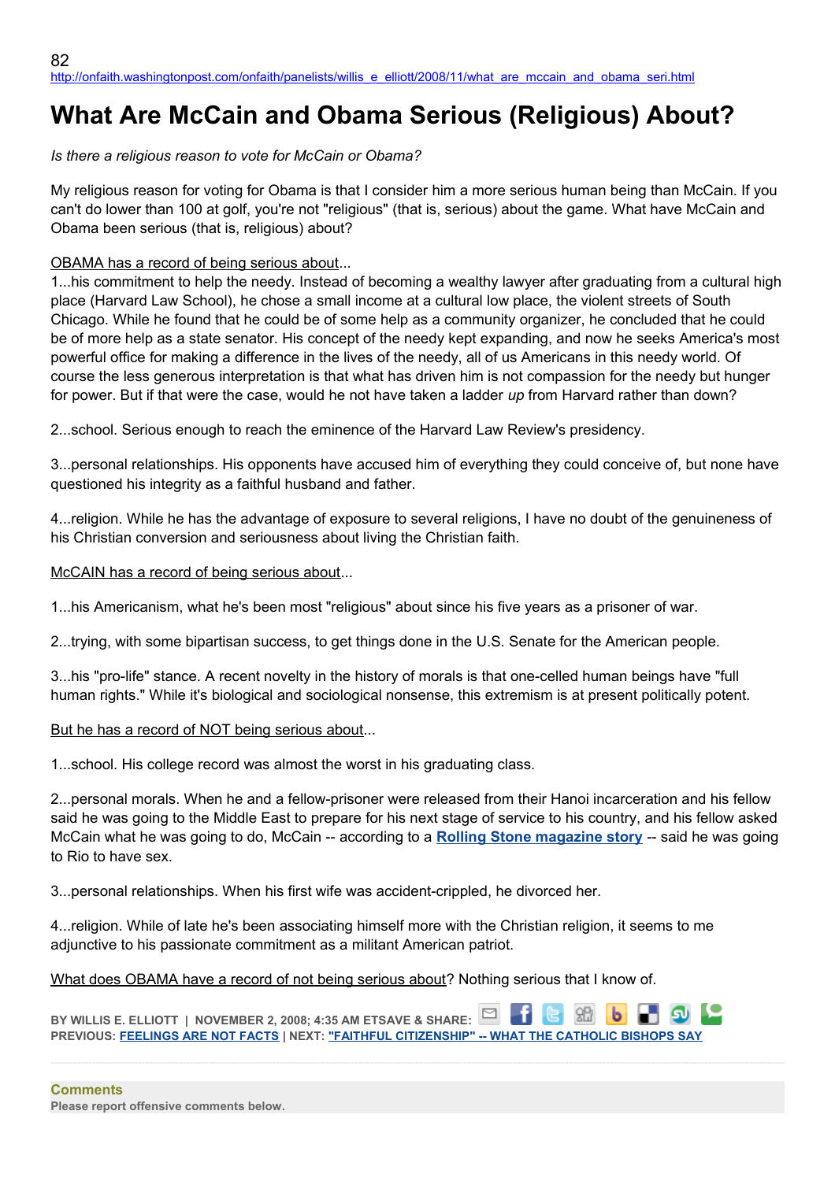http://onfaith.washingtonpost.com/onfaith/panelists/willis_e_elliott/2008/11/what_are_mccain_and_obama_seri.html

# What Are McCain and Obama Serious (Religious) About?

*Is there a religious reason to vote for McCain or Obama?*

My religious reason for voting for Obama is that I consider him a more serious human being than McCain. If you can't do lower than 100 at golf, you're not "religious" (that is, serious) about the game. What have McCain and Obama been serious (that is, religious) about?

OBAMA has a record of being serious about...

1...his commitment to help the needy. Instead of becoming a wealthy lawyer after graduating from a cultural high place (Harvard Law School), he chose a small income at a cultural low place, the violent streets of South Chicago. While he found that he could be of some help as a community organizer, he concluded that he could be of more help as a state senator. His concept of the needy kept expanding, and now he seeks America's most powerful office for making a difference in the lives of the needy, all of us Americans in this needy world. Of course the less generous interpretation is that what has driven him is not compassion for the needy but hunger for power. But if that were the case, would he not have taken a ladder *up* from Harvard rather than down?

2...school. Serious enough to reach the eminence of the Harvard Law Review's presidency.

3...personal relationships. His opponents have accused him of everything they could conceive of, but none have questioned his integrity as a faithful husband and father.

4...religion. While he has the advantage of exposure to several religions, I have no doubt of the genuineness of his Christian conversion and seriousness about living the Christian faith.

McCAIN has a record of being serious about...

1...his Americanism, what he's been most "religious" about since his five years as a prisoner of war.

2...trying, with some bipartisan success, to get things done in the U.S. Senate for the American people.

3...his "pro-life" stance. A recent novelty in the history of morals is that one-celled human beings have "full human rights." While it's biological and sociological nonsense, this extremism is at present politically potent.

But he has a record of NOT being serious about...

1...school. His college record was almost the worst in his graduating class.

2...personal morals. When he and a fellow-prisoner were released from their Hanoi incarceration and his fellow said he was going to the Middle East to prepare for his next stage of service to his country, and his fellow asked McCain what he was going to do, McCain -- according to a **Rolling Stone magazine story** -- said he was going to Rio to have sex.

3...personal relationships. When his first wife was accident-crippled, he divorced her.

4...religion. While of late he's been associating himself more with the Christian religion, it seems to me adjunctive to his passionate commitment as a militant American patriot.

What does OBAMA have a record of not being serious about? Nothing serious that I know of.

**BY WILLIS E. ELLIOTT | NOVEMBER 2, 2008; 4:35 AM ET SAVE & SHARE:**
**PREVIOUS: FEELINGS ARE NOT FACTS | NEXT: "FAITHFUL CITIZENSHIP" -- WHAT THE CATHOLIC BISHOPS SAY**

**Comments**
**Please report offensive comments below.**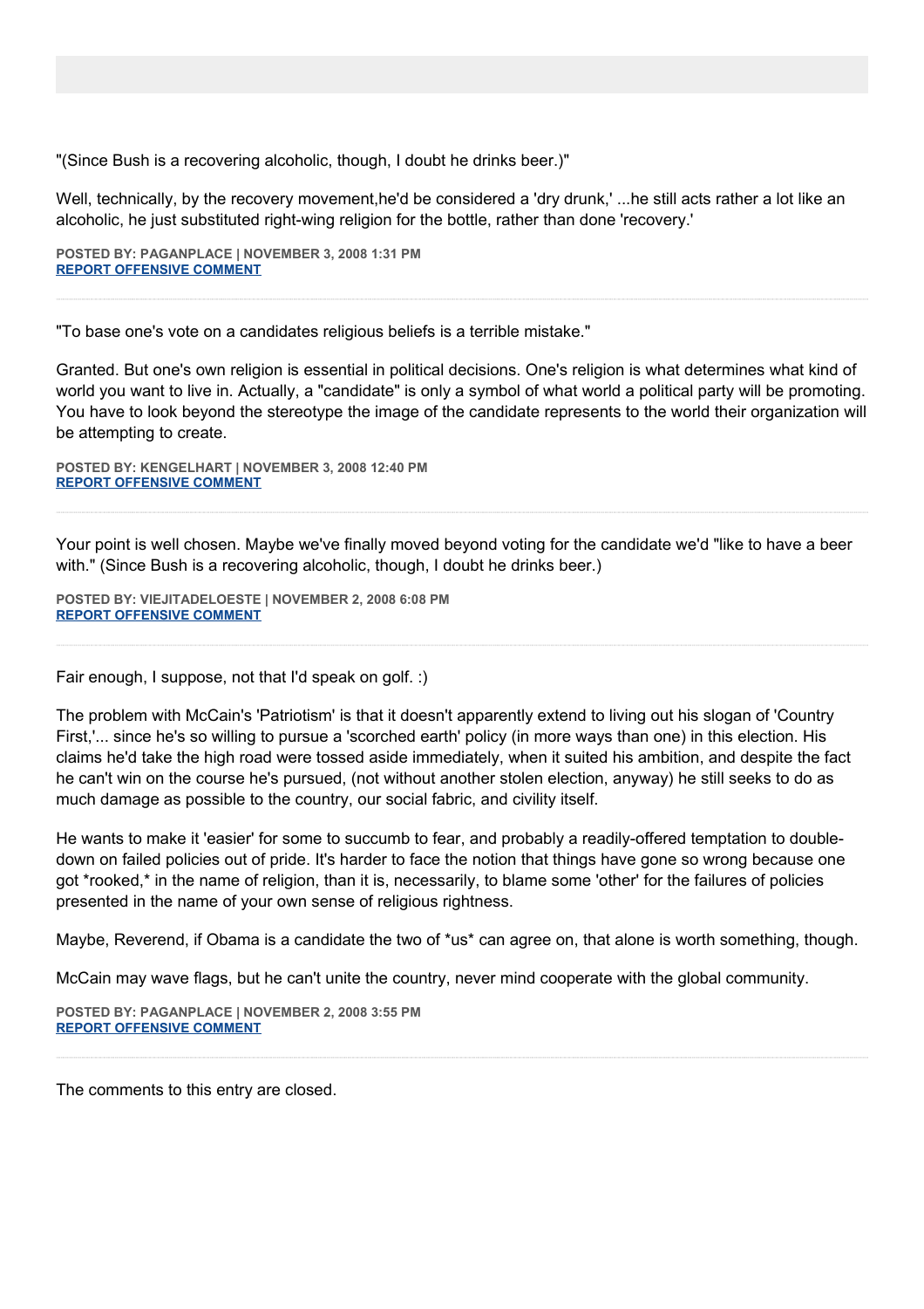"(Since Bush is a recovering alcoholic, though, I doubt he drinks beer.)"

Well, technically, by the recovery movement,he'd be considered a 'dry drunk,' ...he still acts rather a lot like an alcoholic, he just substituted right-wing religion for the bottle, rather than done 'recovery.'

**POSTED BY: PAGANPLACE | NOVEMBER 3, 2008 1:31 PM**
**REPORT OFFENSIVE COMMENT**

---

"To base one's vote on a candidates religious beliefs is a terrible mistake."

Granted. But one's own religion is essential in political decisions. One's religion is what determines what kind of world you want to live in. Actually, a "candidate" is only a symbol of what world a political party will be promoting. You have to look beyond the stereotype the image of the candidate represents to the world their organization will be attempting to create.

**POSTED BY: KENGELHART | NOVEMBER 3, 2008 12:40 PM**
**REPORT OFFENSIVE COMMENT**

---

Your point is well chosen. Maybe we've finally moved beyond voting for the candidate we'd "like to have a beer with." (Since Bush is a recovering alcoholic, though, I doubt he drinks beer.)

**POSTED BY: VIEJITADELOESTE | NOVEMBER 2, 2008 6:08 PM**
**REPORT OFFENSIVE COMMENT**

---

Fair enough, I suppose, not that I'd speak on golf. :)

The problem with McCain's 'Patriotism' is that it doesn't apparently extend to living out his slogan of 'Country First,'... since he's so willing to pursue a 'scorched earth' policy (in more ways than one) in this election. His claims he'd take the high road were tossed aside immediately, when it suited his ambition, and despite the fact he can't win on the course he's pursued, (not without another stolen election, anyway) he still seeks to do as much damage as possible to the country, our social fabric, and civility itself.

He wants to make it 'easier' for some to succumb to fear, and probably a readily-offered temptation to double-down on failed policies out of pride. It's harder to face the notion that things have gone so wrong because one got *rooked,* in the name of religion, than it is, necessarily, to blame some 'other' for the failures of policies presented in the name of your own sense of religious rightness.

Maybe, Reverend, if Obama is a candidate the two of *us* can agree on, that alone is worth something, though.

McCain may wave flags, but he can't unite the country, never mind cooperate with the global community.

**POSTED BY: PAGANPLACE | NOVEMBER 2, 2008 3:55 PM**
**REPORT OFFENSIVE COMMENT**

---

The comments to this entry are closed.